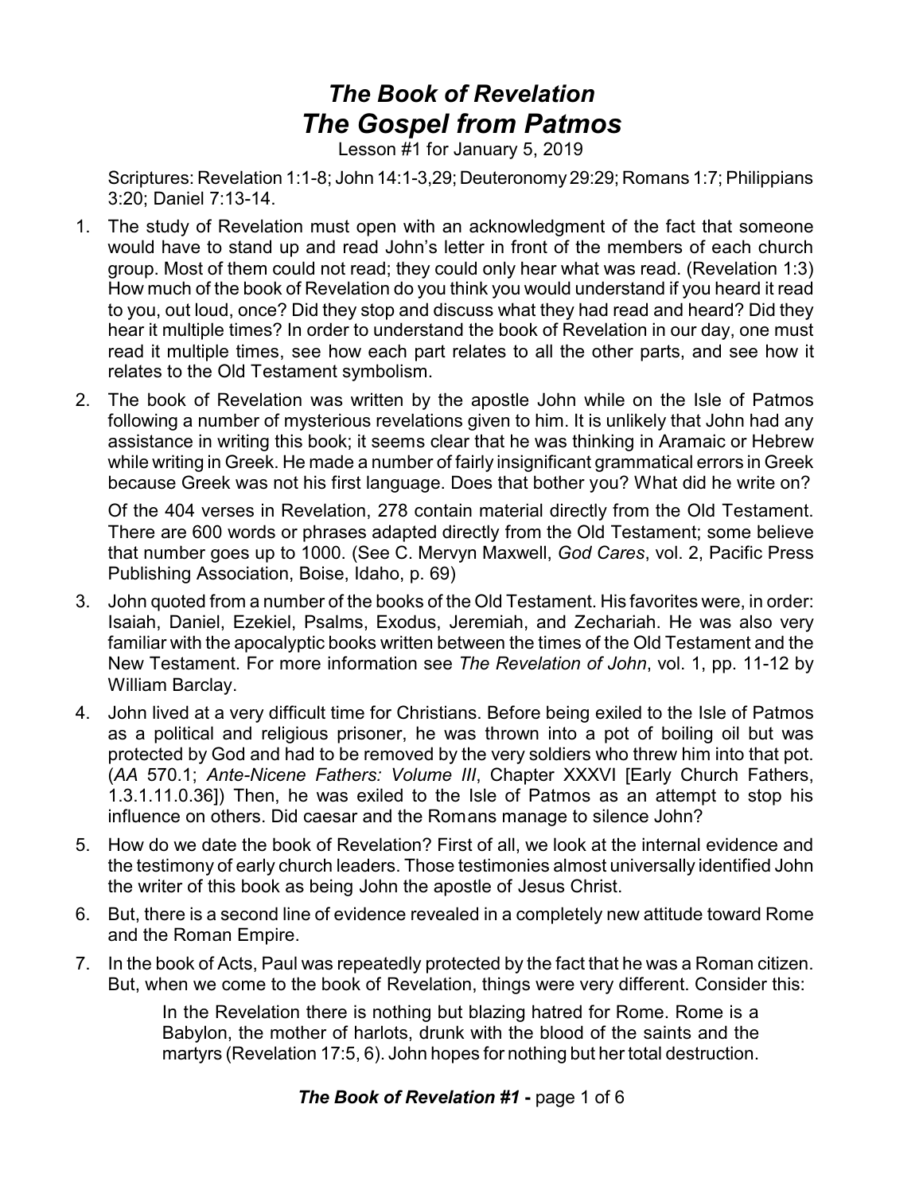# *The Book of Revelation*
## *The Gospel from Patmos*

Lesson #1 for January 5, 2019

Scriptures: Revelation 1:1-8; John 14:1-3,29; Deuteronomy 29:29; Romans 1:7; Philippians 3:20; Daniel 7:13-14.

1. The study of Revelation must open with an acknowledgment of the fact that someone would have to stand up and read John's letter in front of the members of each church group. Most of them could not read; they could only hear what was read. (Revelation 1:3) How much of the book of Revelation do you think you would understand if you heard it read to you, out loud, once? Did they stop and discuss what they had read and heard? Did they hear it multiple times? In order to understand the book of Revelation in our day, one must read it multiple times, see how each part relates to all the other parts, and see how it relates to the Old Testament symbolism.

2. The book of Revelation was written by the apostle John while on the Isle of Patmos following a number of mysterious revelations given to him. It is unlikely that John had any assistance in writing this book; it seems clear that he was thinking in Aramaic or Hebrew while writing in Greek. He made a number of fairly insignificant grammatical errors in Greek because Greek was not his first language. Does that bother you? What did he write on?

   Of the 404 verses in Revelation, 278 contain material directly from the Old Testament. There are 600 words or phrases adapted directly from the Old Testament; some believe that number goes up to 1000. (See C. Mervyn Maxwell, *God Cares*, vol. 2, Pacific Press Publishing Association, Boise, Idaho, p. 69)

3. John quoted from a number of the books of the Old Testament. His favorites were, in order: Isaiah, Daniel, Ezekiel, Psalms, Exodus, Jeremiah, and Zechariah. He was also very familiar with the apocalyptic books written between the times of the Old Testament and the New Testament. For more information see *The Revelation of John*, vol. 1, pp. 11-12 by William Barclay.

4. John lived at a very difficult time for Christians. Before being exiled to the Isle of Patmos as a political and religious prisoner, he was thrown into a pot of boiling oil but was protected by God and had to be removed by the very soldiers who threw him into that pot. (*AA* 570.1; *Ante-Nicene Fathers: Volume III*, Chapter XXXVI [Early Church Fathers, 1.3.1.11.0.36]) Then, he was exiled to the Isle of Patmos as an attempt to stop his influence on others. Did caesar and the Romans manage to silence John?

5. How do we date the book of Revelation? First of all, we look at the internal evidence and the testimony of early church leaders. Those testimonies almost universally identified John the writer of this book as being John the apostle of Jesus Christ.

6. But, there is a second line of evidence revealed in a completely new attitude toward Rome and the Roman Empire.

7. In the book of Acts, Paul was repeatedly protected by the fact that he was a Roman citizen. But, when we come to the book of Revelation, things were very different. Consider this:

   > In the Revelation there is nothing but blazing hatred for Rome. Rome is a Babylon, the mother of harlots, drunk with the blood of the saints and the martyrs (Revelation 17:5, 6). John hopes for nothing but her total destruction.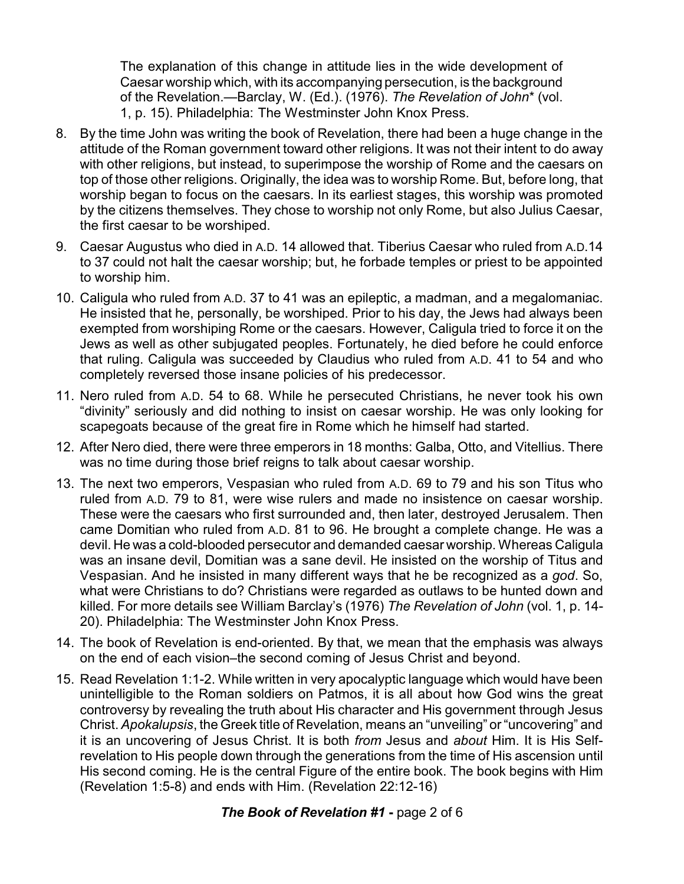The explanation of this change in attitude lies in the wide development of Caesar worship which, with its accompanying persecution, is the background of the Revelation.—Barclay, W. (Ed.). (1976). *The Revelation of John** (vol. 1, p. 15). Philadelphia: The Westminster John Knox Press.

8. By the time John was writing the book of Revelation, there had been a huge change in the attitude of the Roman government toward other religions. It was not their intent to do away with other religions, but instead, to superimpose the worship of Rome and the caesars on top of those other religions. Originally, the idea was to worship Rome. But, before long, that worship began to focus on the caesars. In its earliest stages, this worship was promoted by the citizens themselves. They chose to worship not only Rome, but also Julius Caesar, the first caesar to be worshiped.
9. Caesar Augustus who died in A.D. 14 allowed that. Tiberius Caesar who ruled from A.D.14 to 37 could not halt the caesar worship; but, he forbade temples or priest to be appointed to worship him.
10. Caligula who ruled from A.D. 37 to 41 was an epileptic, a madman, and a megalomaniac. He insisted that he, personally, be worshiped. Prior to his day, the Jews had always been exempted from worshiping Rome or the caesars. However, Caligula tried to force it on the Jews as well as other subjugated peoples. Fortunately, he died before he could enforce that ruling. Caligula was succeeded by Claudius who ruled from A.D. 41 to 54 and who completely reversed those insane policies of his predecessor.
11. Nero ruled from A.D. 54 to 68. While he persecuted Christians, he never took his own "divinity" seriously and did nothing to insist on caesar worship. He was only looking for scapegoats because of the great fire in Rome which he himself had started.
12. After Nero died, there were three emperors in 18 months: Galba, Otto, and Vitellius. There was no time during those brief reigns to talk about caesar worship.
13. The next two emperors, Vespasian who ruled from A.D. 69 to 79 and his son Titus who ruled from A.D. 79 to 81, were wise rulers and made no insistence on caesar worship. These were the caesars who first surrounded and, then later, destroyed Jerusalem. Then came Domitian who ruled from A.D. 81 to 96. He brought a complete change. He was a devil. He was a cold-blooded persecutor and demanded caesar worship. Whereas Caligula was an insane devil, Domitian was a sane devil. He insisted on the worship of Titus and Vespasian. And he insisted in many different ways that he be recognized as a *god*. So, what were Christians to do? Christians were regarded as outlaws to be hunted down and killed. For more details see William Barclay's (1976) *The Revelation of John* (vol. 1, p. 14-20). Philadelphia: The Westminster John Knox Press.
14. The book of Revelation is end-oriented. By that, we mean that the emphasis was always on the end of each vision–the second coming of Jesus Christ and beyond.
15. Read Revelation 1:1-2. While written in very apocalyptic language which would have been unintelligible to the Roman soldiers on Patmos, it is all about how God wins the great controversy by revealing the truth about His character and His government through Jesus Christ. *Apokalupsis*, the Greek title of Revelation, means an "unveiling" or "uncovering" and it is an uncovering of Jesus Christ. It is both *from* Jesus and *about* Him. It is His Self-revelation to His people down through the generations from the time of His ascension until His second coming. He is the central Figure of the entire book. The book begins with Him (Revelation 1:5-8) and ends with Him. (Revelation 22:12-16)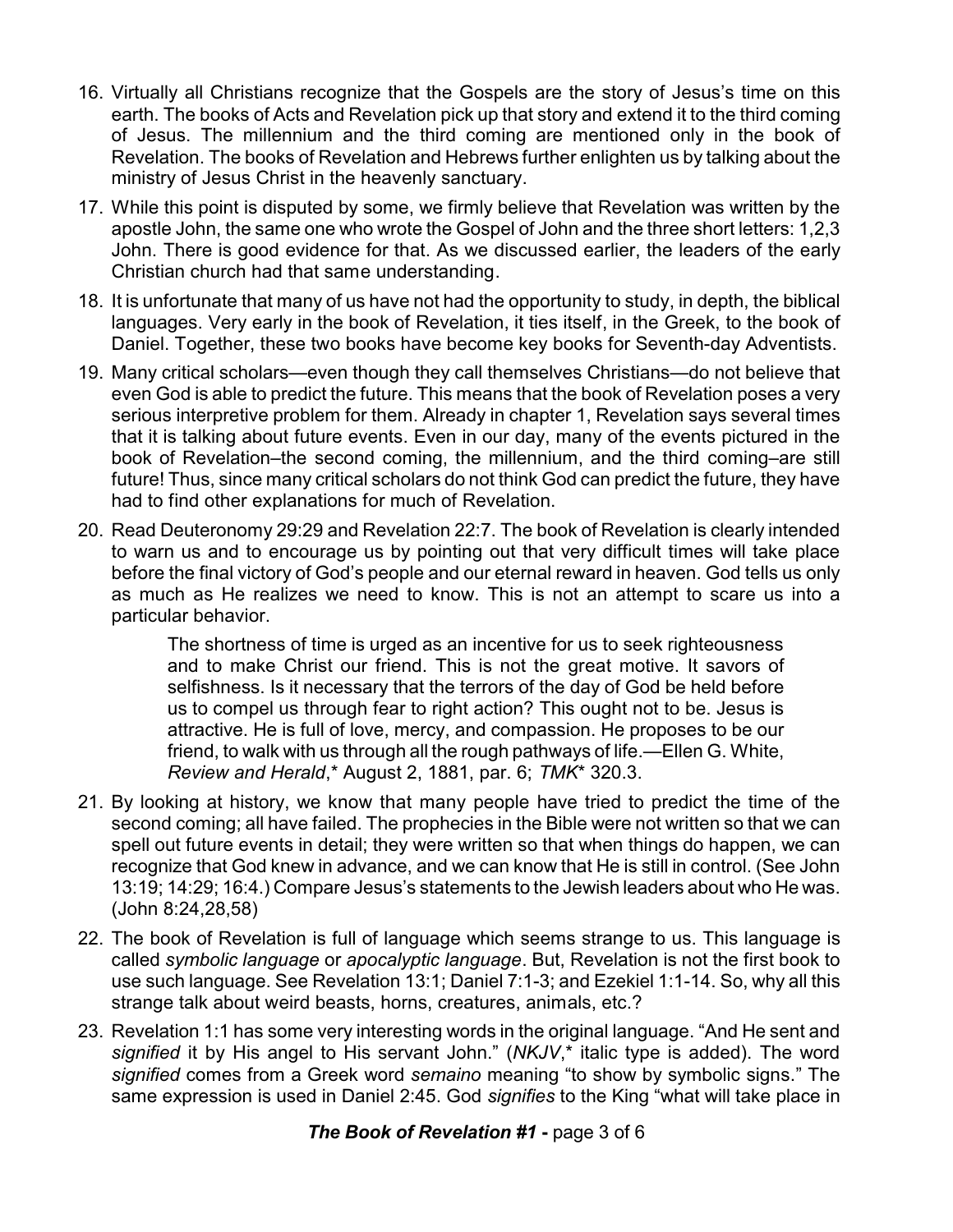16. Virtually all Christians recognize that the Gospels are the story of Jesus's time on this earth. The books of Acts and Revelation pick up that story and extend it to the third coming of Jesus. The millennium and the third coming are mentioned only in the book of Revelation. The books of Revelation and Hebrews further enlighten us by talking about the ministry of Jesus Christ in the heavenly sanctuary.

17. While this point is disputed by some, we firmly believe that Revelation was written by the apostle John, the same one who wrote the Gospel of John and the three short letters: 1,2,3 John. There is good evidence for that. As we discussed earlier, the leaders of the early Christian church had that same understanding.

18. It is unfortunate that many of us have not had the opportunity to study, in depth, the biblical languages. Very early in the book of Revelation, it ties itself, in the Greek, to the book of Daniel. Together, these two books have become key books for Seventh-day Adventists.

19. Many critical scholars—even though they call themselves Christians—do not believe that even God is able to predict the future. This means that the book of Revelation poses a very serious interpretive problem for them. Already in chapter 1, Revelation says several times that it is talking about future events. Even in our day, many of the events pictured in the book of Revelation–the second coming, the millennium, and the third coming–are still future! Thus, since many critical scholars do not think God can predict the future, they have had to find other explanations for much of Revelation.

20. Read Deuteronomy 29:29 and Revelation 22:7. The book of Revelation is clearly intended to warn us and to encourage us by pointing out that very difficult times will take place before the final victory of God's people and our eternal reward in heaven. God tells us only as much as He realizes we need to know. This is not an attempt to scare us into a particular behavior.

    > The shortness of time is urged as an incentive for us to seek righteousness and to make Christ our friend. This is not the great motive. It savors of selfishness. Is it necessary that the terrors of the day of God be held before us to compel us through fear to right action? This ought not to be. Jesus is attractive. He is full of love, mercy, and compassion. He proposes to be our friend, to walk with us through all the rough pathways of life.—Ellen G. White, *Review and Herald*,* August 2, 1881, par. 6; *TMK** 320.3.

21. By looking at history, we know that many people have tried to predict the time of the second coming; all have failed. The prophecies in the Bible were not written so that we can spell out future events in detail; they were written so that when things do happen, we can recognize that God knew in advance, and we can know that He is still in control. (See John 13:19; 14:29; 16:4.) Compare Jesus's statements to the Jewish leaders about who He was. (John 8:24,28,58)

22. The book of Revelation is full of language which seems strange to us. This language is called *symbolic language* or *apocalyptic language*. But, Revelation is not the first book to use such language. See Revelation 13:1; Daniel 7:1-3; and Ezekiel 1:1-14. So, why all this strange talk about weird beasts, horns, creatures, animals, etc.?

23. Revelation 1:1 has some very interesting words in the original language. "And He sent and *signified* it by His angel to His servant John." (*NKJV*,* italic type is added). The word *signified* comes from a Greek word *semaino* meaning "to show by symbolic signs." The same expression is used in Daniel 2:45. God *signifies* to the King "what will take place in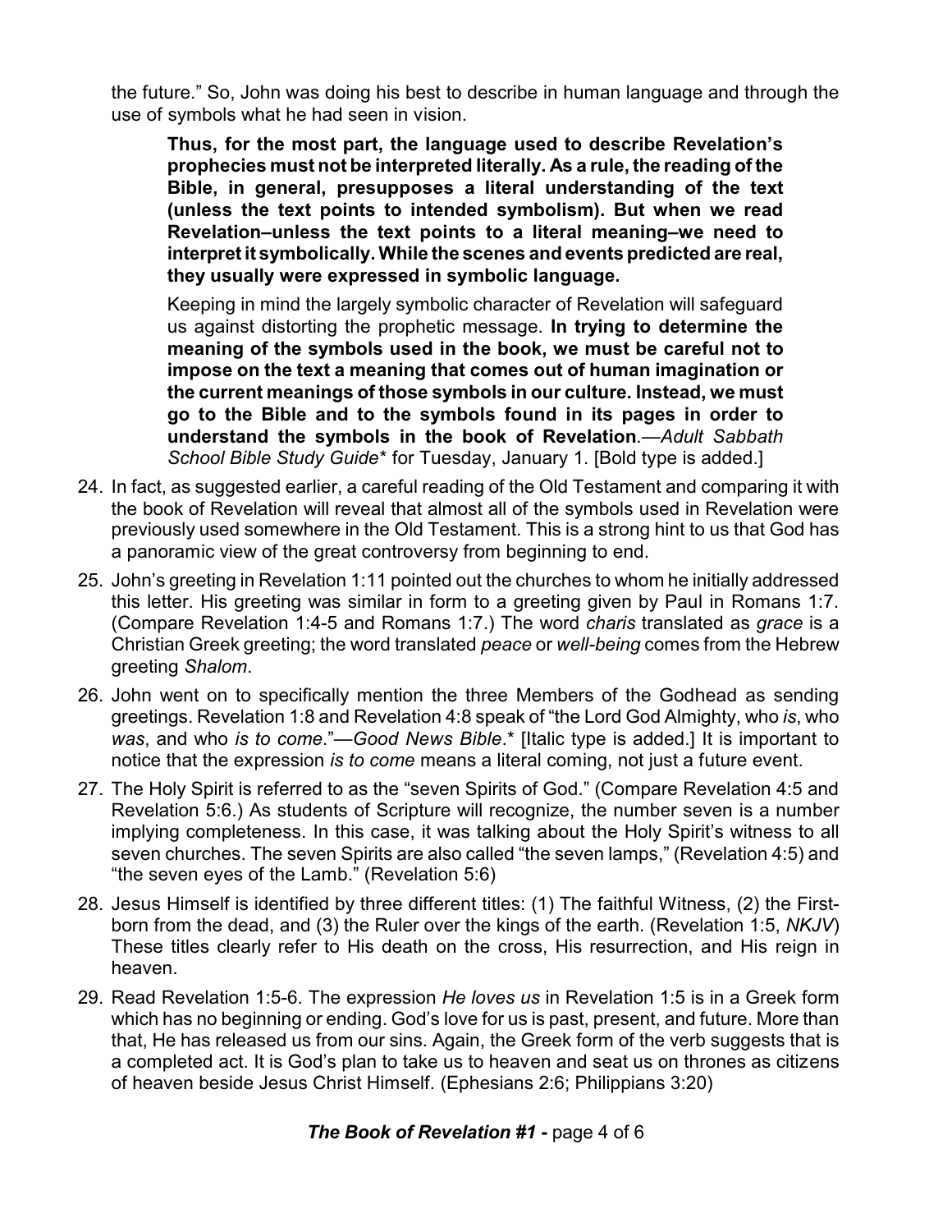the future." So, John was doing his best to describe in human language and through the use of symbols what he had seen in vision.

> **Thus, for the most part, the language used to describe Revelation's prophecies must not be interpreted literally. As a rule, the reading of the Bible, in general, presupposes a literal understanding of the text (unless the text points to intended symbolism). But when we read Revelation–unless the text points to a literal meaning–we need to interpret it symbolically. While the scenes and events predicted are real, they usually were expressed in symbolic language.**
>
> Keeping in mind the largely symbolic character of Revelation will safeguard us against distorting the prophetic message. **In trying to determine the meaning of the symbols used in the book, we must be careful not to impose on the text a meaning that comes out of human imagination or the current meanings of those symbols in our culture. Instead, we must go to the Bible and to the symbols found in its pages in order to understand the symbols in the book of Revelation**.—*Adult Sabbath School Bible Study Guide** for Tuesday, January 1. [Bold type is added.]

24. In fact, as suggested earlier, a careful reading of the Old Testament and comparing it with the book of Revelation will reveal that almost all of the symbols used in Revelation were previously used somewhere in the Old Testament. This is a strong hint to us that God has a panoramic view of the great controversy from beginning to end.
25. John's greeting in Revelation 1:11 pointed out the churches to whom he initially addressed this letter. His greeting was similar in form to a greeting given by Paul in Romans 1:7. (Compare Revelation 1:4-5 and Romans 1:7.) The word *charis* translated as *grace* is a Christian Greek greeting; the word translated *peace* or *well-being* comes from the Hebrew greeting *Shalom*.
26. John went on to specifically mention the three Members of the Godhead as sending greetings. Revelation 1:8 and Revelation 4:8 speak of "the Lord God Almighty, who *is*, who *was*, and who *is to come*."—*Good News Bible*.* [Italic type is added.] It is important to notice that the expression *is to come* means a literal coming, not just a future event.
27. The Holy Spirit is referred to as the "seven Spirits of God." (Compare Revelation 4:5 and Revelation 5:6.) As students of Scripture will recognize, the number seven is a number implying completeness. In this case, it was talking about the Holy Spirit's witness to all seven churches. The seven Spirits are also called "the seven lamps," (Revelation 4:5) and "the seven eyes of the Lamb." (Revelation 5:6)
28. Jesus Himself is identified by three different titles: (1) The faithful Witness, (2) the First-born from the dead, and (3) the Ruler over the kings of the earth. (Revelation 1:5, *NKJV*) These titles clearly refer to His death on the cross, His resurrection, and His reign in heaven.
29. Read Revelation 1:5-6. The expression *He loves us* in Revelation 1:5 is in a Greek form which has no beginning or ending. God's love for us is past, present, and future. More than that, He has released us from our sins. Again, the Greek form of the verb suggests that is a completed act. It is God's plan to take us to heaven and seat us on thrones as citizens of heaven beside Jesus Christ Himself. (Ephesians 2:6; Philippians 3:20)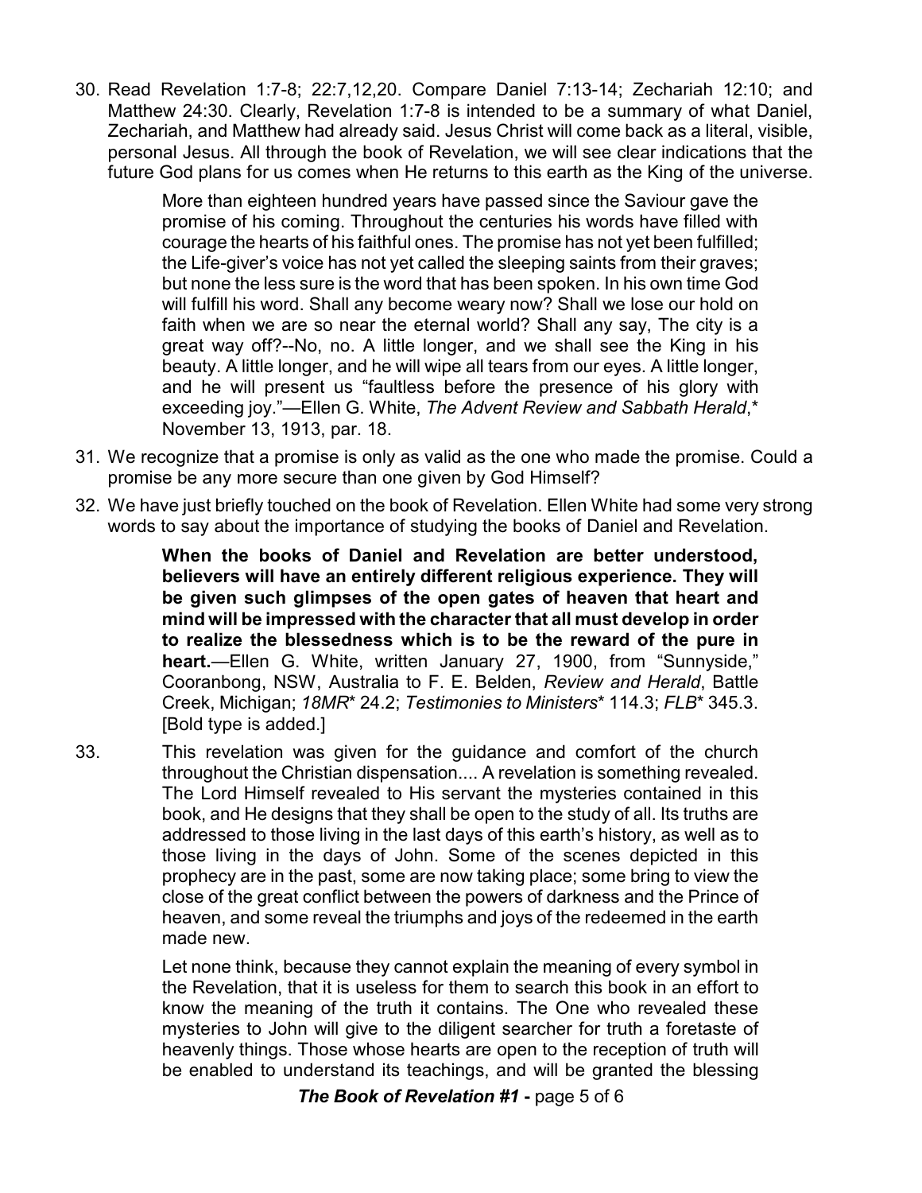30. Read Revelation 1:7-8; 22:7,12,20. Compare Daniel 7:13-14; Zechariah 12:10; and Matthew 24:30. Clearly, Revelation 1:7-8 is intended to be a summary of what Daniel, Zechariah, and Matthew had already said. Jesus Christ will come back as a literal, visible, personal Jesus. All through the book of Revelation, we will see clear indications that the future God plans for us comes when He returns to this earth as the King of the universe.

> More than eighteen hundred years have passed since the Saviour gave the promise of his coming. Throughout the centuries his words have filled with courage the hearts of his faithful ones. The promise has not yet been fulfilled; the Life-giver's voice has not yet called the sleeping saints from their graves; but none the less sure is the word that has been spoken. In his own time God will fulfill his word. Shall any become weary now? Shall we lose our hold on faith when we are so near the eternal world? Shall any say, The city is a great way off?--No, no. A little longer, and we shall see the King in his beauty. A little longer, and he will wipe all tears from our eyes. A little longer, and he will present us "faultless before the presence of his glory with exceeding joy."—Ellen G. White, *The Advent Review and Sabbath Herald*,* November 13, 1913, par. 18.

31. We recognize that a promise is only as valid as the one who made the promise. Could a promise be any more secure than one given by God Himself?

32. We have just briefly touched on the book of Revelation. Ellen White had some very strong words to say about the importance of studying the books of Daniel and Revelation.

> **When the books of Daniel and Revelation are better understood, believers will have an entirely different religious experience. They will be given such glimpses of the open gates of heaven that heart and mind will be impressed with the character that all must develop in order to realize the blessedness which is to be the reward of the pure in heart.**—Ellen G. White, written January 27, 1900, from "Sunnyside," Cooranbong, NSW, Australia to F. E. Belden, *Review and Herald*, Battle Creek, Michigan; *18MR** 24.2; *Testimonies to Ministers** 114.3; *FLB** 345.3. [Bold type is added.]

33. This revelation was given for the guidance and comfort of the church throughout the Christian dispensation.... A revelation is something revealed. The Lord Himself revealed to His servant the mysteries contained in this book, and He designs that they shall be open to the study of all. Its truths are addressed to those living in the last days of this earth's history, as well as to those living in the days of John. Some of the scenes depicted in this prophecy are in the past, some are now taking place; some bring to view the close of the great conflict between the powers of darkness and the Prince of heaven, and some reveal the triumphs and joys of the redeemed in the earth made new.

    Let none think, because they cannot explain the meaning of every symbol in the Revelation, that it is useless for them to search this book in an effort to know the meaning of the truth it contains. The One who revealed these mysteries to John will give to the diligent searcher for truth a foretaste of heavenly things. Those whose hearts are open to the reception of truth will be enabled to understand its teachings, and will be granted the blessing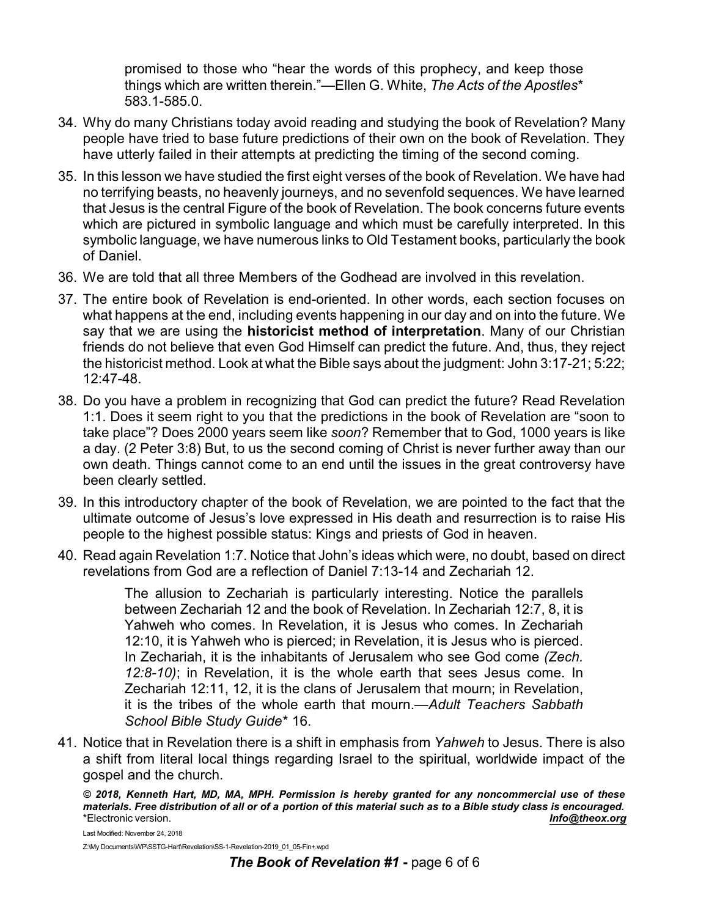promised to those who "hear the words of this prophecy, and keep those things which are written therein."—Ellen G. White, *The Acts of the Apostles** 583.1-585.0.

34. Why do many Christians today avoid reading and studying the book of Revelation? Many people have tried to base future predictions of their own on the book of Revelation. They have utterly failed in their attempts at predicting the timing of the second coming.

35. In this lesson we have studied the first eight verses of the book of Revelation. We have had no terrifying beasts, no heavenly journeys, and no sevenfold sequences. We have learned that Jesus is the central Figure of the book of Revelation. The book concerns future events which are pictured in symbolic language and which must be carefully interpreted. In this symbolic language, we have numerous links to Old Testament books, particularly the book of Daniel.

36. We are told that all three Members of the Godhead are involved in this revelation.

37. The entire book of Revelation is end-oriented. In other words, each section focuses on what happens at the end, including events happening in our day and on into the future. We say that we are using the **historicist method of interpretation**. Many of our Christian friends do not believe that even God Himself can predict the future. And, thus, they reject the historicist method. Look at what the Bible says about the judgment: John 3:17-21; 5:22; 12:47-48.

38. Do you have a problem in recognizing that God can predict the future? Read Revelation 1:1. Does it seem right to you that the predictions in the book of Revelation are "soon to take place"? Does 2000 years seem like *soon*? Remember that to God, 1000 years is like a day. (2 Peter 3:8) But, to us the second coming of Christ is never further away than our own death. Things cannot come to an end until the issues in the great controversy have been clearly settled.

39. In this introductory chapter of the book of Revelation, we are pointed to the fact that the ultimate outcome of Jesus's love expressed in His death and resurrection is to raise His people to the highest possible status: Kings and priests of God in heaven.

40. Read again Revelation 1:7. Notice that John's ideas which were, no doubt, based on direct revelations from God are a reflection of Daniel 7:13-14 and Zechariah 12.

    > The allusion to Zechariah is particularly interesting. Notice the parallels between Zechariah 12 and the book of Revelation. In Zechariah 12:7, 8, it is Yahweh who comes. In Revelation, it is Jesus who comes. In Zechariah 12:10, it is Yahweh who is pierced; in Revelation, it is Jesus who is pierced. In Zechariah, it is the inhabitants of Jerusalem who see God come *(Zech. 12:8-10)*; in Revelation, it is the whole earth that sees Jesus come. In Zechariah 12:11, 12, it is the clans of Jerusalem that mourn; in Revelation, it is the tribes of the whole earth that mourn.—*Adult Teachers Sabbath School Bible Study Guide** 16.

41. Notice that in Revelation there is a shift in emphasis from *Yahweh* to Jesus. There is also a shift from literal local things regarding Israel to the spiritual, worldwide impact of the gospel and the church.

***© 2018, Kenneth Hart, MD, MA, MPH. Permission is hereby granted for any noncommercial use of these materials. Free distribution of all or of a portion of this material such as to a Bible study class is encouraged.***
*Electronic version. ***Info@theox.org***

Last Modified: November 24, 2018

Z:\My Documents\WP\SSTG-Hart\Revelation\SS-1-Revelation-2019_01_05-Fin+.wpd